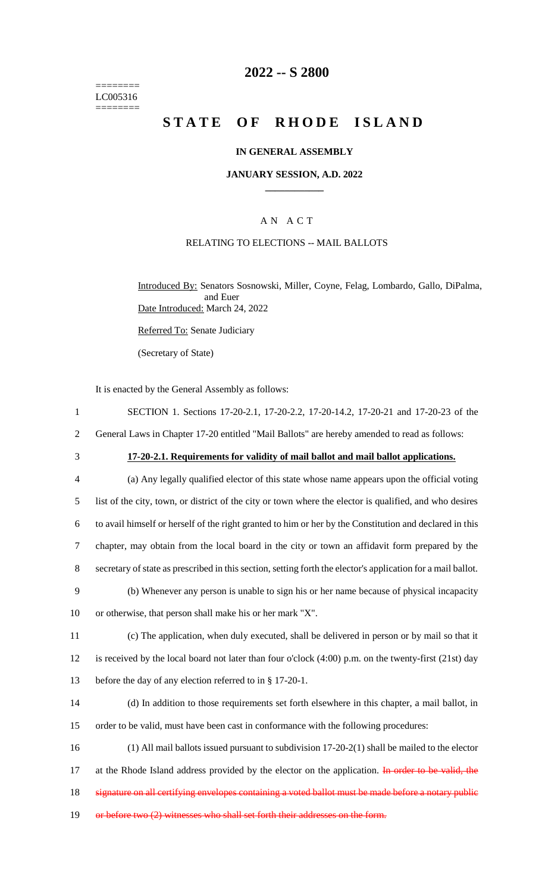======== LC005316 ========

# 2022 -- S 2800

# STATE OF RHODE ISLAND

## IN GENERAL ASSEMBLY

### JANUARY SESSION, A.D. 2022

## A N A C T

RELATING TO ELECTIONS -- MAIL BALLOTS

Introduced By: Senators Sosnowski, Miller, Coyne, Felag, Lombardo, Gallo, DiPalma, and Euer

Date Introduced: March 24, 2022

Referred To: Senate Judiciary

(Secretary of State)

It is enacted by the General Assembly as follows:

1 SECTION 1. Sections 17-20-2.1, 17-20-2.2, 17-20-14.2, 17-20-21 and 17-20-23 of the
2 General Laws in Chapter 17-20 entitled "Mail Ballots" are hereby amended to read as follows:

3 **17-20-2.1. Requirements for validity of mail ballot and mail ballot applications.**

4 (a) Any legally qualified elector of this state whose name appears upon the official voting
5 list of the city, town, or district of the city or town where the elector is qualified, and who desires
6 to avail himself or herself of the right granted to him or her by the Constitution and declared in this
7 chapter, may obtain from the local board in the city or town an affidavit form prepared by the
8 secretary of state as prescribed in this section, setting forth the elector's application for a mail ballot.

9 (b) Whenever any person is unable to sign his or her name because of physical incapacity
10 or otherwise, that person shall make his or her mark "X".

11 (c) The application, when duly executed, shall be delivered in person or by mail so that it
12 is received by the local board not later than four o'clock (4:00) p.m. on the twenty-first (21st) day
13 before the day of any election referred to in § 17-20-1.

14 (d) In addition to those requirements set forth elsewhere in this chapter, a mail ballot, in
15 order to be valid, must have been cast in conformance with the following procedures:

16 (1) All mail ballots issued pursuant to subdivision 17-20-2(1) shall be mailed to the elector
17 at the Rhode Island address provided by the elector on the application. ~~In order to be valid, the~~
18 ~~signature on all certifying envelopes containing a voted ballot must be made before a notary public~~
19 ~~or before two (2) witnesses who shall set forth their addresses on the form.~~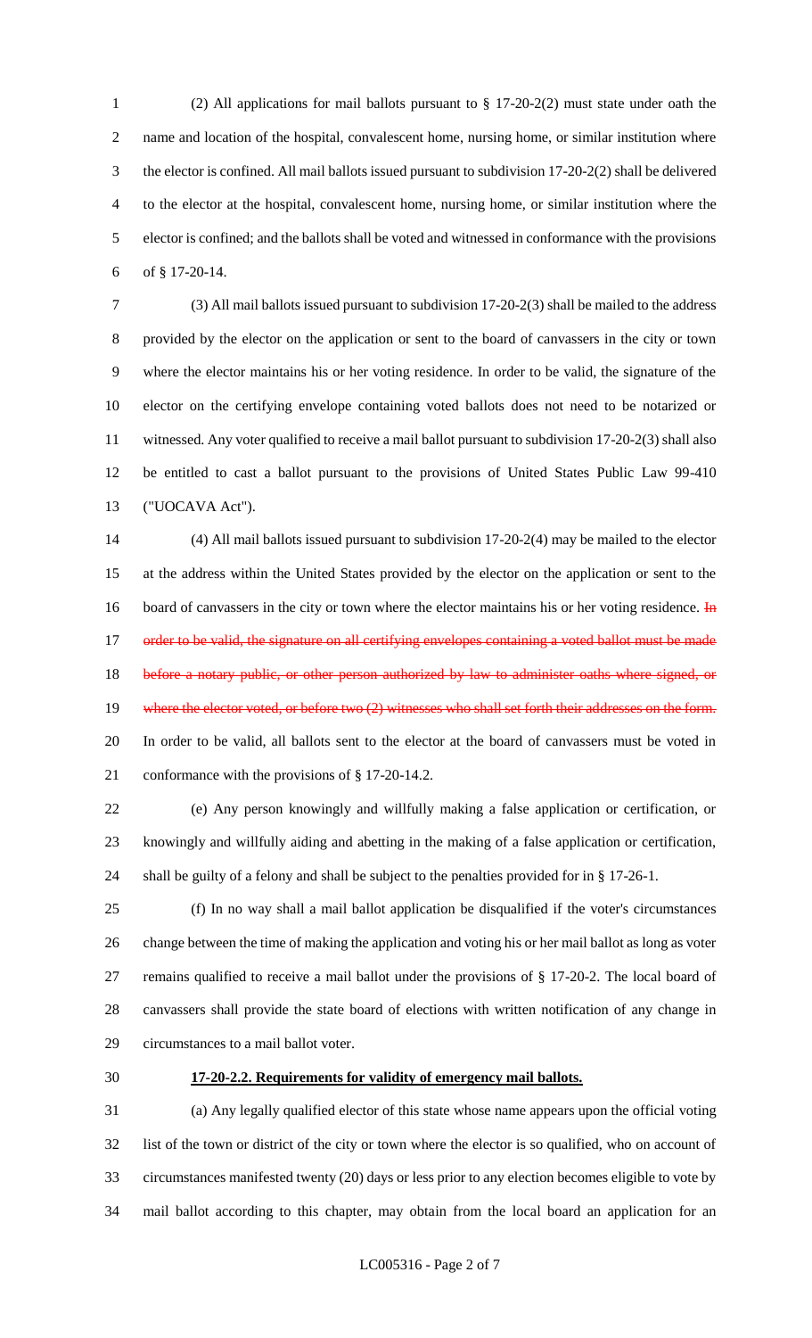(2) All applications for mail ballots pursuant to § 17-20-2(2) must state under oath the name and location of the hospital, convalescent home, nursing home, or similar institution where the elector is confined. All mail ballots issued pursuant to subdivision 17-20-2(2) shall be delivered to the elector at the hospital, convalescent home, nursing home, or similar institution where the elector is confined; and the ballots shall be voted and witnessed in conformance with the provisions of § 17-20-14.

(3) All mail ballots issued pursuant to subdivision 17-20-2(3) shall be mailed to the address provided by the elector on the application or sent to the board of canvassers in the city or town where the elector maintains his or her voting residence. In order to be valid, the signature of the elector on the certifying envelope containing voted ballots does not need to be notarized or witnessed. Any voter qualified to receive a mail ballot pursuant to subdivision 17-20-2(3) shall also be entitled to cast a ballot pursuant to the provisions of United States Public Law 99-410 ("UOCAVA Act").

(4) All mail ballots issued pursuant to subdivision 17-20-2(4) may be mailed to the elector at the address within the United States provided by the elector on the application or sent to the board of canvassers in the city or town where the elector maintains his or her voting residence. ~~In order to be valid, the signature on all certifying envelopes containing a voted ballot must be made before a notary public, or other person authorized by law to administer oaths where signed, or where the elector voted, or before two (2) witnesses who shall set forth their addresses on the form.~~ In order to be valid, all ballots sent to the elector at the board of canvassers must be voted in conformance with the provisions of § 17-20-14.2.

(e) Any person knowingly and willfully making a false application or certification, or knowingly and willfully aiding and abetting in the making of a false application or certification, shall be guilty of a felony and shall be subject to the penalties provided for in § 17-26-1.

(f) In no way shall a mail ballot application be disqualified if the voter's circumstances change between the time of making the application and voting his or her mail ballot as long as voter remains qualified to receive a mail ballot under the provisions of § 17-20-2. The local board of canvassers shall provide the state board of elections with written notification of any change in circumstances to a mail ballot voter.

**17-20-2.2. Requirements for validity of emergency mail ballots.**

(a) Any legally qualified elector of this state whose name appears upon the official voting list of the town or district of the city or town where the elector is so qualified, who on account of circumstances manifested twenty (20) days or less prior to any election becomes eligible to vote by mail ballot according to this chapter, may obtain from the local board an application for an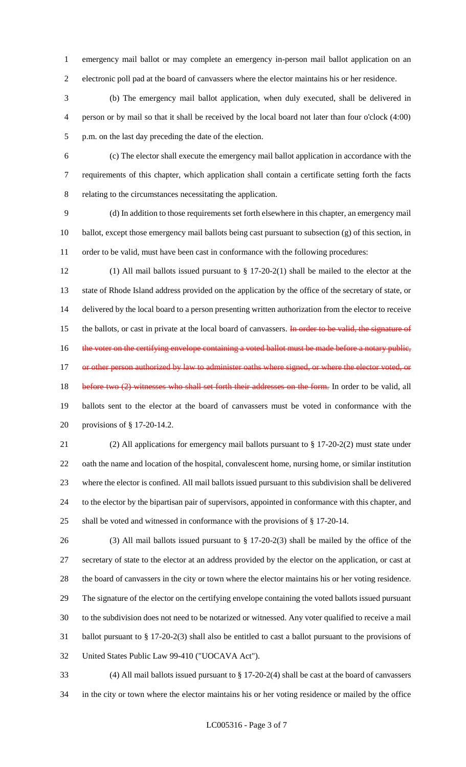emergency mail ballot or may complete an emergency in-person mail ballot application on an electronic poll pad at the board of canvassers where the elector maintains his or her residence.

(b) The emergency mail ballot application, when duly executed, shall be delivered in person or by mail so that it shall be received by the local board not later than four o'clock (4:00) p.m. on the last day preceding the date of the election.

(c) The elector shall execute the emergency mail ballot application in accordance with the requirements of this chapter, which application shall contain a certificate setting forth the facts relating to the circumstances necessitating the application.

(d) In addition to those requirements set forth elsewhere in this chapter, an emergency mail ballot, except those emergency mail ballots being cast pursuant to subsection (g) of this section, in order to be valid, must have been cast in conformance with the following procedures:

(1) All mail ballots issued pursuant to § 17-20-2(1) shall be mailed to the elector at the state of Rhode Island address provided on the application by the office of the secretary of state, or delivered by the local board to a person presenting written authorization from the elector to receive the ballots, or cast in private at the local board of canvassers. ~~In order to be valid, the signature of the voter on the certifying envelope containing a voted ballot must be made before a notary public, or other person authorized by law to administer oaths where signed, or where the elector voted, or before two (2) witnesses who shall set forth their addresses on the form.~~ In order to be valid, all ballots sent to the elector at the board of canvassers must be voted in conformance with the provisions of § 17-20-14.2.

(2) All applications for emergency mail ballots pursuant to § 17-20-2(2) must state under oath the name and location of the hospital, convalescent home, nursing home, or similar institution where the elector is confined. All mail ballots issued pursuant to this subdivision shall be delivered to the elector by the bipartisan pair of supervisors, appointed in conformance with this chapter, and shall be voted and witnessed in conformance with the provisions of § 17-20-14.

(3) All mail ballots issued pursuant to § 17-20-2(3) shall be mailed by the office of the secretary of state to the elector at an address provided by the elector on the application, or cast at the board of canvassers in the city or town where the elector maintains his or her voting residence. The signature of the elector on the certifying envelope containing the voted ballots issued pursuant to the subdivision does not need to be notarized or witnessed. Any voter qualified to receive a mail ballot pursuant to § 17-20-2(3) shall also be entitled to cast a ballot pursuant to the provisions of United States Public Law 99-410 ("UOCAVA Act").

(4) All mail ballots issued pursuant to § 17-20-2(4) shall be cast at the board of canvassers in the city or town where the elector maintains his or her voting residence or mailed by the office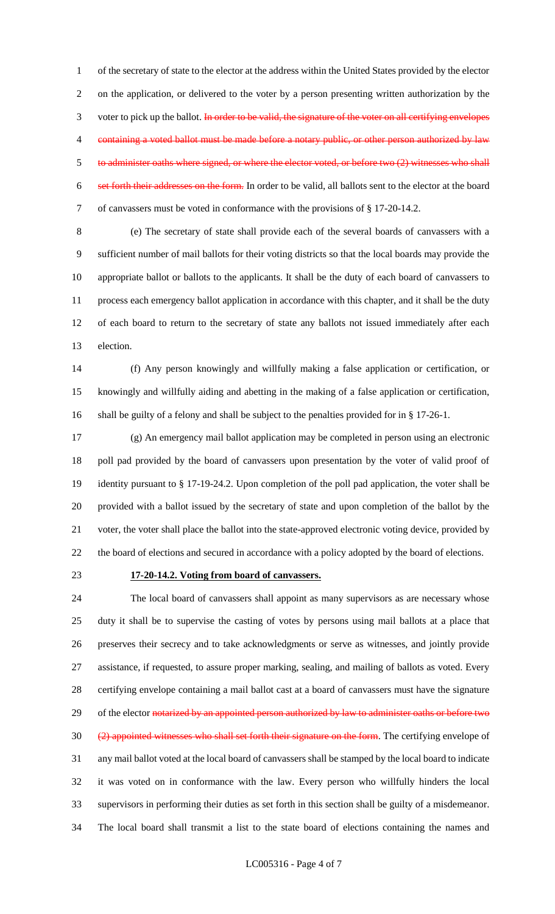of the secretary of state to the elector at the address within the United States provided by the elector on the application, or delivered to the voter by a person presenting written authorization by the voter to pick up the ballot. ~~In order to be valid, the signature of the voter on all certifying envelopes containing a voted ballot must be made before a notary public, or other person authorized by law to administer oaths where signed, or where the elector voted, or before two (2) witnesses who shall set forth their addresses on the form.~~ In order to be valid, all ballots sent to the elector at the board of canvassers must be voted in conformance with the provisions of § 17-20-14.2.

(e) The secretary of state shall provide each of the several boards of canvassers with a sufficient number of mail ballots for their voting districts so that the local boards may provide the appropriate ballot or ballots to the applicants. It shall be the duty of each board of canvassers to process each emergency ballot application in accordance with this chapter, and it shall be the duty of each board to return to the secretary of state any ballots not issued immediately after each election.

(f) Any person knowingly and willfully making a false application or certification, or knowingly and willfully aiding and abetting in the making of a false application or certification, shall be guilty of a felony and shall be subject to the penalties provided for in § 17-26-1.

(g) An emergency mail ballot application may be completed in person using an electronic poll pad provided by the board of canvassers upon presentation by the voter of valid proof of identity pursuant to § 17-19-24.2. Upon completion of the poll pad application, the voter shall be provided with a ballot issued by the secretary of state and upon completion of the ballot by the voter, the voter shall place the ballot into the state-approved electronic voting device, provided by the board of elections and secured in accordance with a policy adopted by the board of elections.

**17-20-14.2. Voting from board of canvassers.**

The local board of canvassers shall appoint as many supervisors as are necessary whose duty it shall be to supervise the casting of votes by persons using mail ballots at a place that preserves their secrecy and to take acknowledgments or serve as witnesses, and jointly provide assistance, if requested, to assure proper marking, sealing, and mailing of ballots as voted. Every certifying envelope containing a mail ballot cast at a board of canvassers must have the signature of the elector ~~notarized by an appointed person authorized by law to administer oaths or before two (2) appointed witnesses who shall set forth their signature on the form~~. The certifying envelope of any mail ballot voted at the local board of canvassers shall be stamped by the local board to indicate it was voted on in conformance with the law. Every person who willfully hinders the local supervisors in performing their duties as set forth in this section shall be guilty of a misdemeanor. The local board shall transmit a list to the state board of elections containing the names and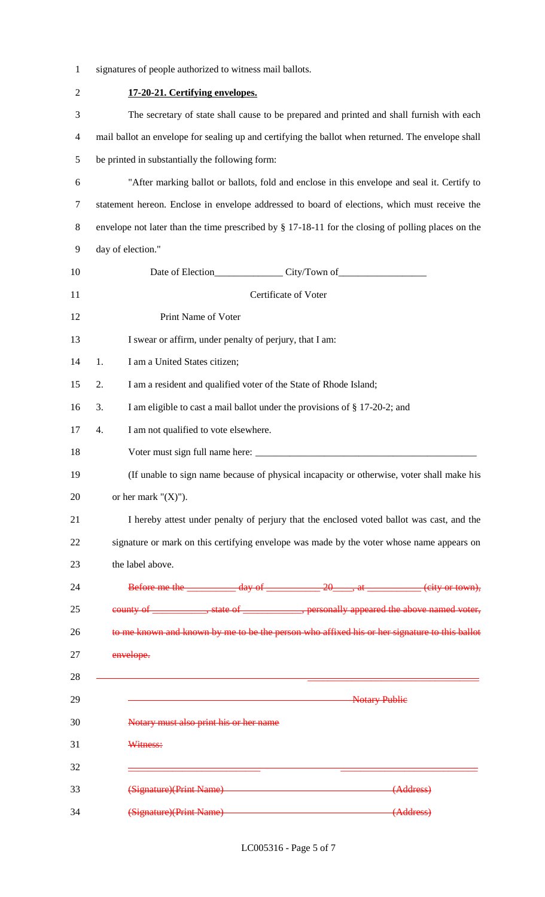signatures of people authorized to witness mail ballots.

**17-20-21. Certifying envelopes.**

The secretary of state shall cause to be prepared and printed and shall furnish with each mail ballot an envelope for sealing up and certifying the ballot when returned. The envelope shall be printed in substantially the following form:

"After marking ballot or ballots, fold and enclose in this envelope and seal it. Certify to statement hereon. Enclose in envelope addressed to board of elections, which must receive the envelope not later than the time prescribed by § 17-18-11 for the closing of polling places on the day of election."

Date of Election______________ City/Town of__________________

Certificate of Voter

Print Name of Voter

I swear or affirm, under penalty of perjury, that I am:

1. I am a United States citizen;
2. I am a resident and qualified voter of the State of Rhode Island;
3. I am eligible to cast a mail ballot under the provisions of § 17-20-2; and
4. I am not qualified to vote elsewhere.

Voter must sign full name here: ______________________________________________

(If unable to sign name because of physical incapacity or otherwise, voter shall make his or her mark "(X)").

I hereby attest under penalty of perjury that the enclosed voted ballot was cast, and the signature or mark on this certifying envelope was made by the voter whose name appears on the label above.

~~Before me the __________ day of ___________ 20____, at ___________ (city or town), county of ___________, state of ____________, personally appeared the above named voter, to me known and known by me to be the person who affixed his or her signature to this ballot envelope.~~

~~_________________________________~~

~~Notary Public~~

~~Notary must also print his or her name~~

~~Witness:~~

~~___________________________ ___________________________~~

~~(Signature)(Print Name) (Address)~~

~~(Signature)(Print Name) (Address)~~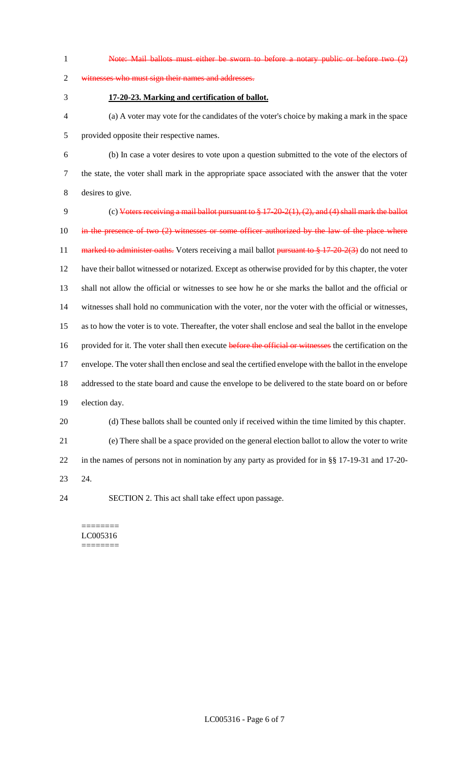~~Note: Mail ballots must either be sworn to before a notary public or before two (2) witnesses who must sign their names and addresses.~~

**17-20-23. Marking and certification of ballot.**

(a) A voter may vote for the candidates of the voter's choice by making a mark in the space provided opposite their respective names.

(b) In case a voter desires to vote upon a question submitted to the vote of the electors of the state, the voter shall mark in the appropriate space associated with the answer that the voter desires to give.

(c) ~~Voters receiving a mail ballot pursuant to § 17-20-2(1), (2), and (4) shall mark the ballot in the presence of two (2) witnesses or some officer authorized by the law of the place where marked to administer oaths.~~ Voters receiving a mail ballot ~~pursuant to § 17-20-2(3)~~ do not need to have their ballot witnessed or notarized. Except as otherwise provided for by this chapter, the voter shall not allow the official or witnesses to see how he or she marks the ballot and the official or witnesses shall hold no communication with the voter, nor the voter with the official or witnesses, as to how the voter is to vote. Thereafter, the voter shall enclose and seal the ballot in the envelope provided for it. The voter shall then execute ~~before the official or witnesses~~ the certification on the envelope. The voter shall then enclose and seal the certified envelope with the ballot in the envelope addressed to the state board and cause the envelope to be delivered to the state board on or before election day.

(d) These ballots shall be counted only if received within the time limited by this chapter.

(e) There shall be a space provided on the general election ballot to allow the voter to write in the names of persons not in nomination by any party as provided for in §§ 17-19-31 and 17-20-24.

SECTION 2. This act shall take effect upon passage.

========
LC005316
========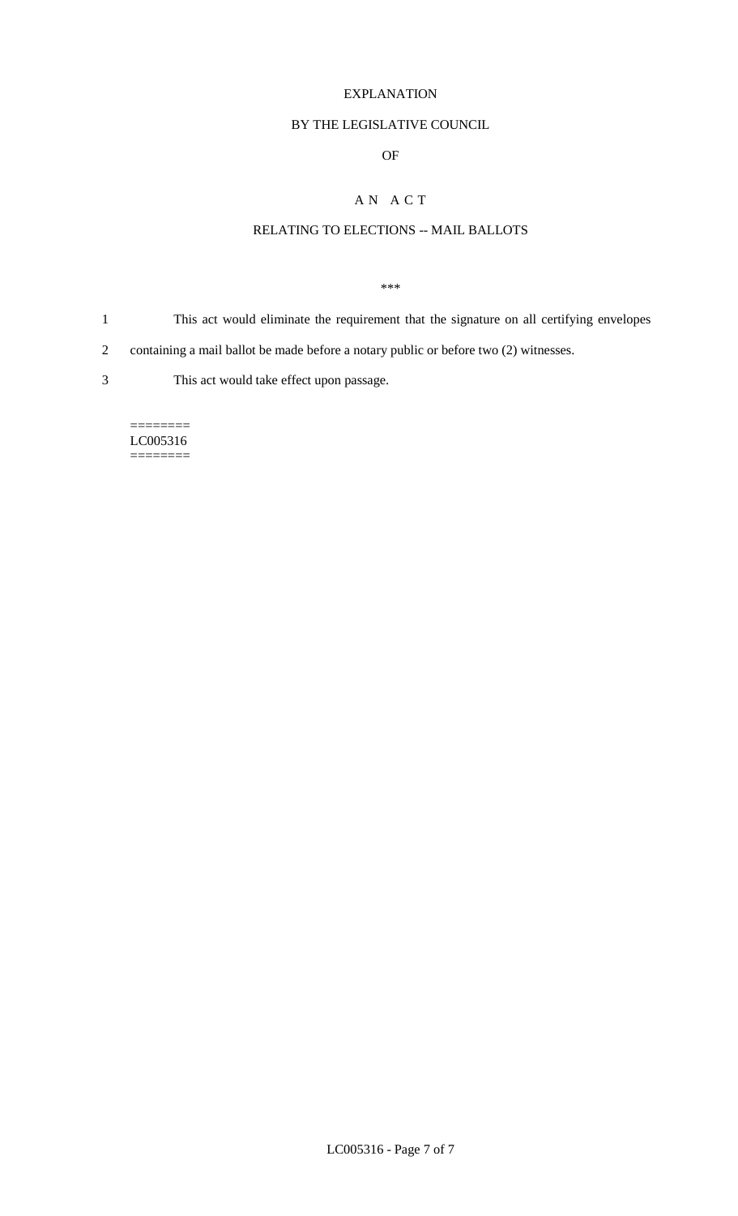EXPLANATION

BY THE LEGISLATIVE COUNCIL

OF

A N  A C T

RELATING TO ELECTIONS -- MAIL BALLOTS

\*\*\*

This act would eliminate the requirement that the signature on all certifying envelopes containing a mail ballot be made before a notary public or before two (2) witnesses.

This act would take effect upon passage.

========
LC005316
========